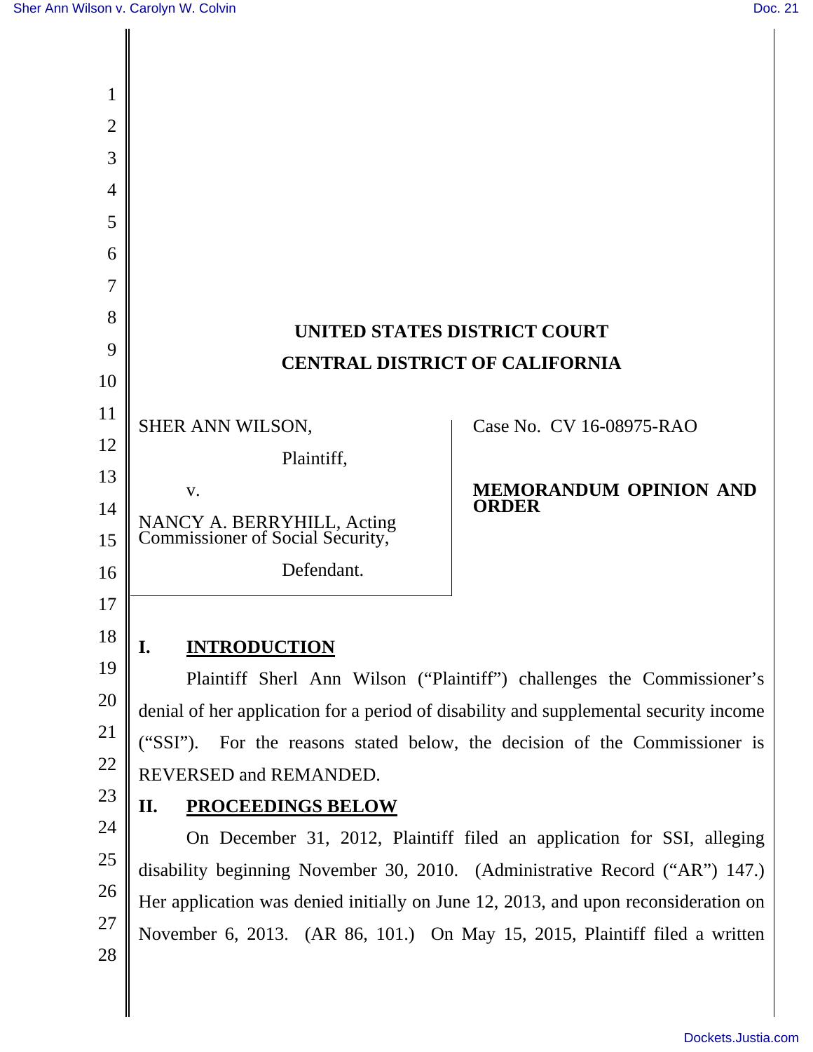**UNITED STATES DISTRICT COURT**
**CENTRAL DISTRICT OF CALIFORNIA**

SHER ANN WILSON,

Plaintiff,

v.

NANCY A. BERRYHILL, Acting Commissioner of Social Security,

Defendant.

Case No. CV 16-08975-RAO

**MEMORANDUM OPINION AND ORDER**

## I. INTRODUCTION

Plaintiff Sherl Ann Wilson ("Plaintiff") challenges the Commissioner's denial of her application for a period of disability and supplemental security income ("SSI"). For the reasons stated below, the decision of the Commissioner is REVERSED and REMANDED.

## II. PROCEEDINGS BELOW

On December 31, 2012, Plaintiff filed an application for SSI, alleging disability beginning November 30, 2010. (Administrative Record ("AR") 147.) Her application was denied initially on June 12, 2013, and upon reconsideration on November 6, 2013. (AR 86, 101.) On May 15, 2015, Plaintiff filed a written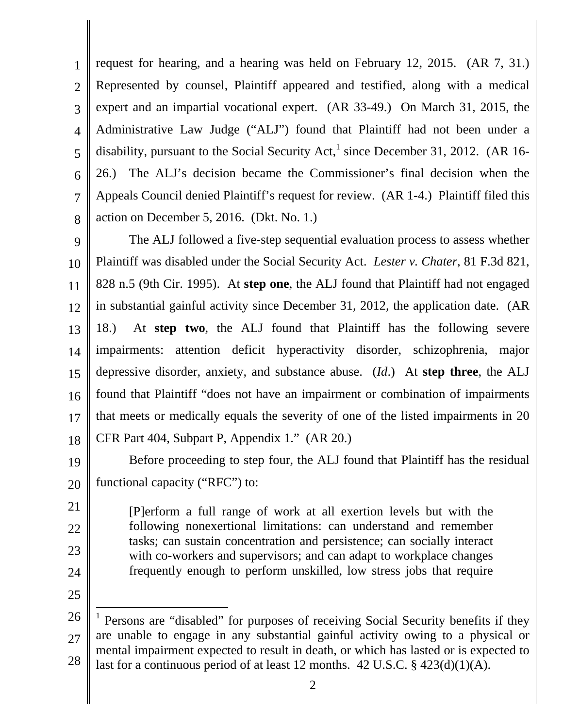request for hearing, and a hearing was held on February 12, 2015. (AR 7, 31.) Represented by counsel, Plaintiff appeared and testified, along with a medical expert and an impartial vocational expert. (AR 33-49.) On March 31, 2015, the Administrative Law Judge ("ALJ") found that Plaintiff had not been under a disability, pursuant to the Social Security Act,[1] since December 31, 2012. (AR 16-26.) The ALJ's decision became the Commissioner's final decision when the Appeals Council denied Plaintiff's request for review. (AR 1-4.) Plaintiff filed this action on December 5, 2016. (Dkt. No. 1.)

The ALJ followed a five-step sequential evaluation process to assess whether Plaintiff was disabled under the Social Security Act. *Lester v. Chater*, 81 F.3d 821, 828 n.5 (9th Cir. 1995). At **step one**, the ALJ found that Plaintiff had not engaged in substantial gainful activity since December 31, 2012, the application date. (AR 18.) At **step two**, the ALJ found that Plaintiff has the following severe impairments: attention deficit hyperactivity disorder, schizophrenia, major depressive disorder, anxiety, and substance abuse. (*Id*.) At **step three**, the ALJ found that Plaintiff "does not have an impairment or combination of impairments that meets or medically equals the severity of one of the listed impairments in 20 CFR Part 404, Subpart P, Appendix 1." (AR 20.)

Before proceeding to step four, the ALJ found that Plaintiff has the residual functional capacity ("RFC") to:

> [P]erform a full range of work at all exertion levels but with the following nonexertional limitations: can understand and remember tasks; can sustain concentration and persistence; can socially interact with co-workers and supervisors; and can adapt to workplace changes frequently enough to perform unskilled, low stress jobs that require

---

[1] Persons are "disabled" for purposes of receiving Social Security benefits if they are unable to engage in any substantial gainful activity owing to a physical or mental impairment expected to result in death, or which has lasted or is expected to last for a continuous period of at least 12 months. 42 U.S.C. § 423(d)(1)(A).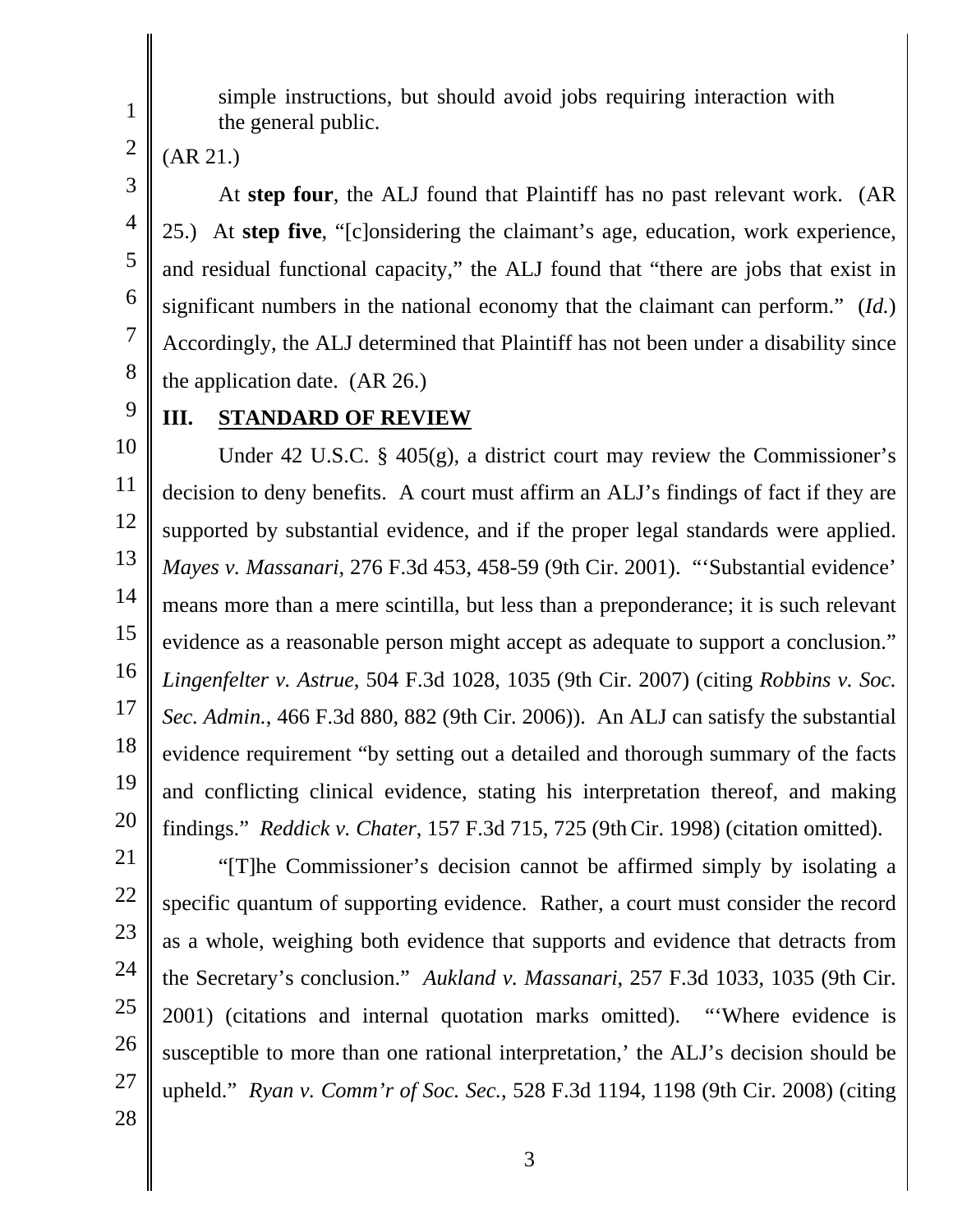simple instructions, but should avoid jobs requiring interaction with the general public.

(AR 21.)

At **step four**, the ALJ found that Plaintiff has no past relevant work. (AR 25.) At **step five**, "[c]onsidering the claimant's age, education, work experience, and residual functional capacity," the ALJ found that "there are jobs that exist in significant numbers in the national economy that the claimant can perform." (*Id.*) Accordingly, the ALJ determined that Plaintiff has not been under a disability since the application date. (AR 26.)

## III. STANDARD OF REVIEW

Under 42 U.S.C. § 405(g), a district court may review the Commissioner's decision to deny benefits. A court must affirm an ALJ's findings of fact if they are supported by substantial evidence, and if the proper legal standards were applied. *Mayes v. Massanari*, 276 F.3d 453, 458-59 (9th Cir. 2001). "'Substantial evidence' means more than a mere scintilla, but less than a preponderance; it is such relevant evidence as a reasonable person might accept as adequate to support a conclusion." *Lingenfelter v. Astrue*, 504 F.3d 1028, 1035 (9th Cir. 2007) (citing *Robbins v. Soc. Sec. Admin.*, 466 F.3d 880, 882 (9th Cir. 2006)). An ALJ can satisfy the substantial evidence requirement "by setting out a detailed and thorough summary of the facts and conflicting clinical evidence, stating his interpretation thereof, and making findings." *Reddick v. Chater*, 157 F.3d 715, 725 (9th Cir. 1998) (citation omitted).

"[T]he Commissioner's decision cannot be affirmed simply by isolating a specific quantum of supporting evidence. Rather, a court must consider the record as a whole, weighing both evidence that supports and evidence that detracts from the Secretary's conclusion." *Aukland v. Massanari*, 257 F.3d 1033, 1035 (9th Cir. 2001) (citations and internal quotation marks omitted). "'Where evidence is susceptible to more than one rational interpretation,' the ALJ's decision should be upheld." *Ryan v. Comm'r of Soc. Sec.*, 528 F.3d 1194, 1198 (9th Cir. 2008) (citing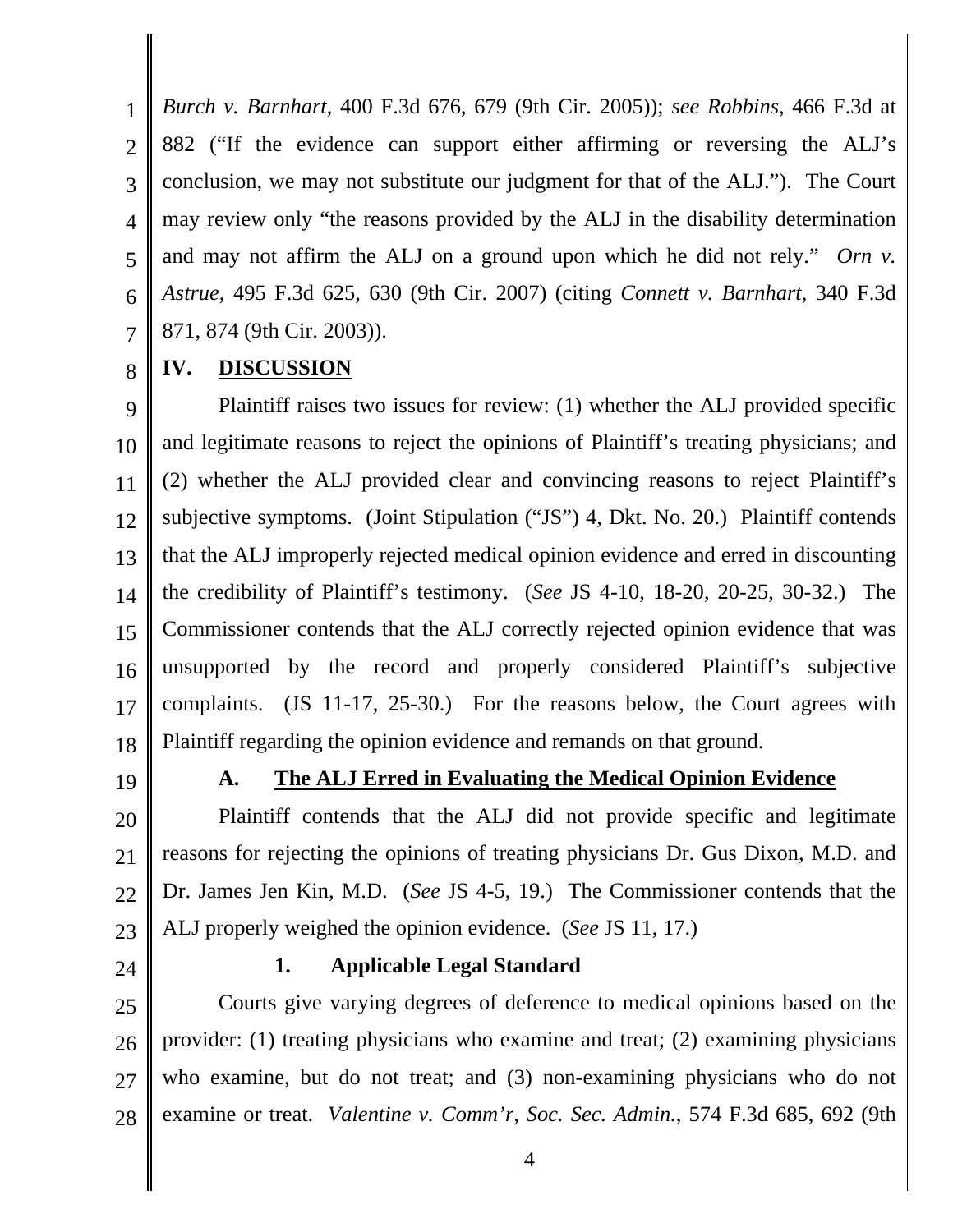*Burch v. Barnhart*, 400 F.3d 676, 679 (9th Cir. 2005)); *see Robbins*, 466 F.3d at 882 ("If the evidence can support either affirming or reversing the ALJ's conclusion, we may not substitute our judgment for that of the ALJ."). The Court may review only "the reasons provided by the ALJ in the disability determination and may not affirm the ALJ on a ground upon which he did not rely." *Orn v. Astrue*, 495 F.3d 625, 630 (9th Cir. 2007) (citing *Connett v. Barnhart*, 340 F.3d 871, 874 (9th Cir. 2003)).

## IV. DISCUSSION

Plaintiff raises two issues for review: (1) whether the ALJ provided specific and legitimate reasons to reject the opinions of Plaintiff's treating physicians; and (2) whether the ALJ provided clear and convincing reasons to reject Plaintiff's subjective symptoms. (Joint Stipulation ("JS") 4, Dkt. No. 20.) Plaintiff contends that the ALJ improperly rejected medical opinion evidence and erred in discounting the credibility of Plaintiff's testimony. (*See* JS 4-10, 18-20, 20-25, 30-32.) The Commissioner contends that the ALJ correctly rejected opinion evidence that was unsupported by the record and properly considered Plaintiff's subjective complaints. (JS 11-17, 25-30.) For the reasons below, the Court agrees with Plaintiff regarding the opinion evidence and remands on that ground.

### A. The ALJ Erred in Evaluating the Medical Opinion Evidence

Plaintiff contends that the ALJ did not provide specific and legitimate reasons for rejecting the opinions of treating physicians Dr. Gus Dixon, M.D. and Dr. James Jen Kin, M.D. (*See* JS 4-5, 19.) The Commissioner contends that the ALJ properly weighed the opinion evidence. (*See* JS 11, 17.)

#### 1. Applicable Legal Standard

Courts give varying degrees of deference to medical opinions based on the provider: (1) treating physicians who examine and treat; (2) examining physicians who examine, but do not treat; and (3) non-examining physicians who do not examine or treat. *Valentine v. Comm'r, Soc. Sec. Admin.*, 574 F.3d 685, 692 (9th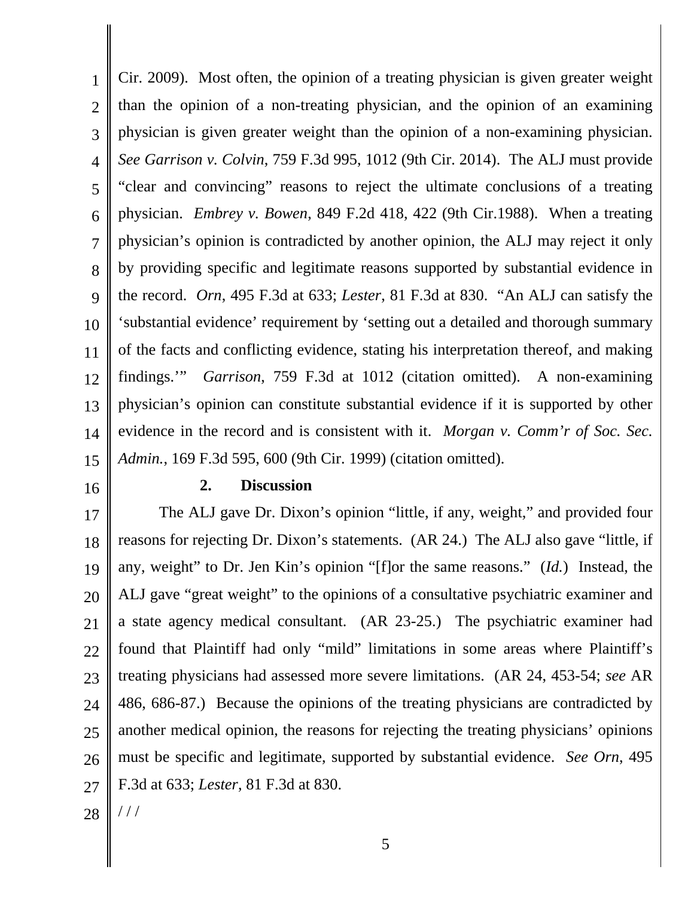Cir. 2009). Most often, the opinion of a treating physician is given greater weight than the opinion of a non-treating physician, and the opinion of an examining physician is given greater weight than the opinion of a non-examining physician. *See Garrison v. Colvin*, 759 F.3d 995, 1012 (9th Cir. 2014). The ALJ must provide "clear and convincing" reasons to reject the ultimate conclusions of a treating physician. *Embrey v. Bowen*, 849 F.2d 418, 422 (9th Cir.1988). When a treating physician's opinion is contradicted by another opinion, the ALJ may reject it only by providing specific and legitimate reasons supported by substantial evidence in the record. *Orn*, 495 F.3d at 633; *Lester*, 81 F.3d at 830. "An ALJ can satisfy the 'substantial evidence' requirement by 'setting out a detailed and thorough summary of the facts and conflicting evidence, stating his interpretation thereof, and making findings.'" *Garrison*, 759 F.3d at 1012 (citation omitted). A non-examining physician's opinion can constitute substantial evidence if it is supported by other evidence in the record and is consistent with it. *Morgan v. Comm'r of Soc. Sec. Admin.*, 169 F.3d 595, 600 (9th Cir. 1999) (citation omitted).

**2. Discussion**

The ALJ gave Dr. Dixon's opinion "little, if any, weight," and provided four reasons for rejecting Dr. Dixon's statements. (AR 24.) The ALJ also gave "little, if any, weight" to Dr. Jen Kin's opinion "[f]or the same reasons." (*Id.*) Instead, the ALJ gave "great weight" to the opinions of a consultative psychiatric examiner and a state agency medical consultant. (AR 23-25.) The psychiatric examiner had found that Plaintiff had only "mild" limitations in some areas where Plaintiff's treating physicians had assessed more severe limitations. (AR 24, 453-54; *see* AR 486, 686-87.) Because the opinions of the treating physicians are contradicted by another medical opinion, the reasons for rejecting the treating physicians' opinions must be specific and legitimate, supported by substantial evidence. *See Orn*, 495 F.3d at 633; *Lester*, 81 F.3d at 830.

/ / /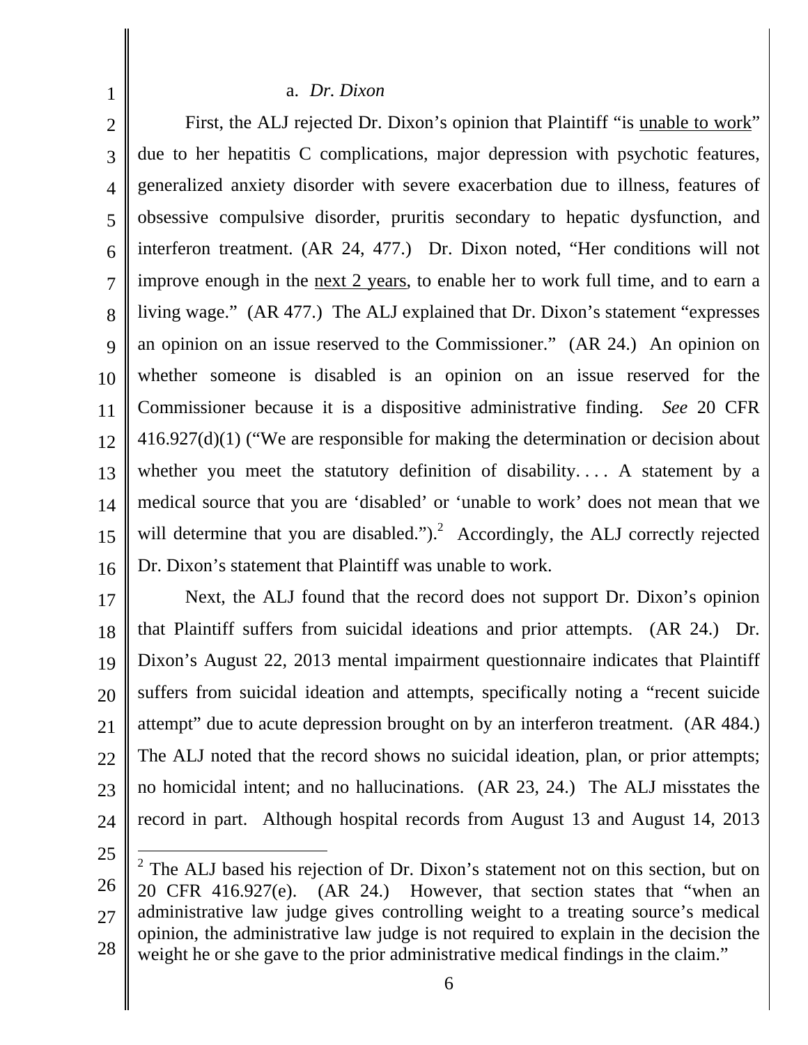a. *Dr. Dixon*

First, the ALJ rejected Dr. Dixon's opinion that Plaintiff "is <u>unable to work</u>" due to her hepatitis C complications, major depression with psychotic features, generalized anxiety disorder with severe exacerbation due to illness, features of obsessive compulsive disorder, pruritis secondary to hepatic dysfunction, and interferon treatment. (AR 24, 477.) Dr. Dixon noted, "Her conditions will not improve enough in the <u>next 2 years</u>, to enable her to work full time, and to earn a living wage." (AR 477.) The ALJ explained that Dr. Dixon's statement "expresses an opinion on an issue reserved to the Commissioner." (AR 24.) An opinion on whether someone is disabled is an opinion on an issue reserved for the Commissioner because it is a dispositive administrative finding. *See* 20 CFR 416.927(d)(1) ("We are responsible for making the determination or decision about whether you meet the statutory definition of disability. . . . A statement by a medical source that you are 'disabled' or 'unable to work' does not mean that we will determine that you are disabled.").[2] Accordingly, the ALJ correctly rejected Dr. Dixon's statement that Plaintiff was unable to work.

Next, the ALJ found that the record does not support Dr. Dixon's opinion that Plaintiff suffers from suicidal ideations and prior attempts. (AR 24.) Dr. Dixon's August 22, 2013 mental impairment questionnaire indicates that Plaintiff suffers from suicidal ideation and attempts, specifically noting a "recent suicide attempt" due to acute depression brought on by an interferon treatment. (AR 484.) The ALJ noted that the record shows no suicidal ideation, plan, or prior attempts; no homicidal intent; and no hallucinations. (AR 23, 24.) The ALJ misstates the record in part. Although hospital records from August 13 and August 14, 2013

---

[2] The ALJ based his rejection of Dr. Dixon's statement not on this section, but on 20 CFR 416.927(e). (AR 24.) However, that section states that "when an administrative law judge gives controlling weight to a treating source's medical opinion, the administrative law judge is not required to explain in the decision the weight he or she gave to the prior administrative medical findings in the claim."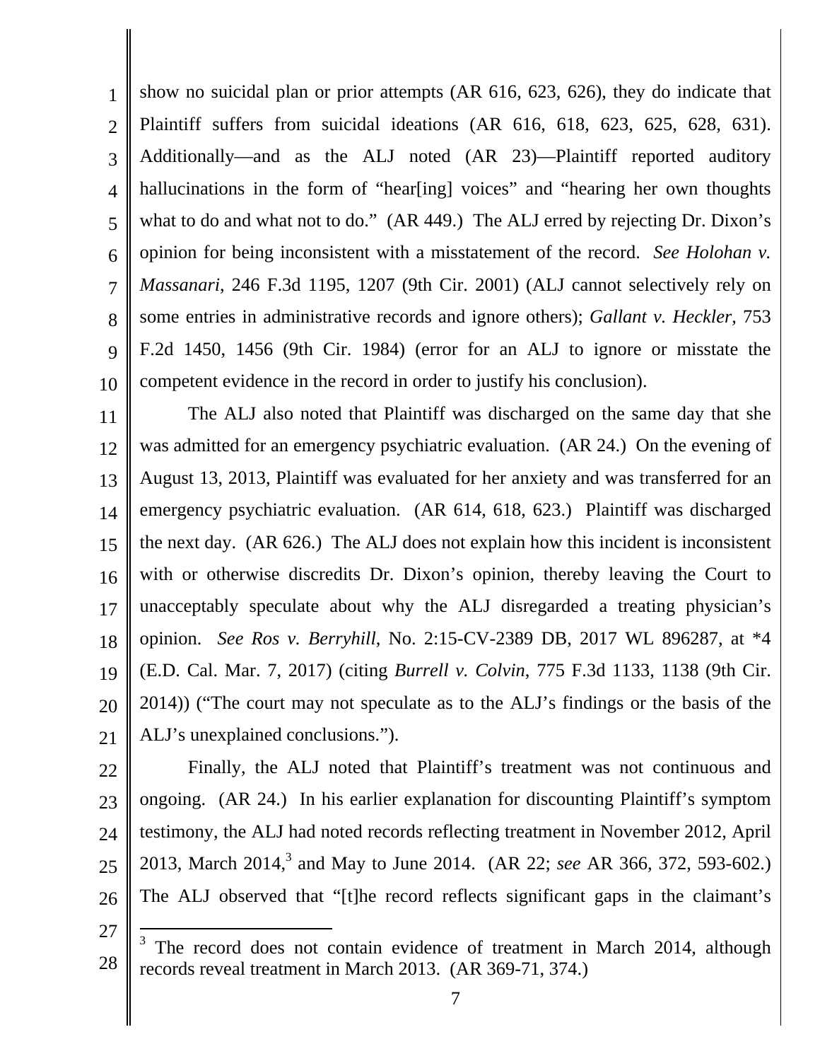show no suicidal plan or prior attempts (AR 616, 623, 626), they do indicate that Plaintiff suffers from suicidal ideations (AR 616, 618, 623, 625, 628, 631). Additionally—and as the ALJ noted (AR 23)—Plaintiff reported auditory hallucinations in the form of "hear[ing] voices" and "hearing her own thoughts what to do and what not to do." (AR 449.) The ALJ erred by rejecting Dr. Dixon's opinion for being inconsistent with a misstatement of the record. *See Holohan v. Massanari*, 246 F.3d 1195, 1207 (9th Cir. 2001) (ALJ cannot selectively rely on some entries in administrative records and ignore others); *Gallant v. Heckler*, 753 F.2d 1450, 1456 (9th Cir. 1984) (error for an ALJ to ignore or misstate the competent evidence in the record in order to justify his conclusion).

The ALJ also noted that Plaintiff was discharged on the same day that she was admitted for an emergency psychiatric evaluation. (AR 24.) On the evening of August 13, 2013, Plaintiff was evaluated for her anxiety and was transferred for an emergency psychiatric evaluation. (AR 614, 618, 623.) Plaintiff was discharged the next day. (AR 626.) The ALJ does not explain how this incident is inconsistent with or otherwise discredits Dr. Dixon's opinion, thereby leaving the Court to unacceptably speculate about why the ALJ disregarded a treating physician's opinion. *See Ros v. Berryhill*, No. 2:15-CV-2389 DB, 2017 WL 896287, at *4 (E.D. Cal. Mar. 7, 2017) (citing *Burrell v. Colvin*, 775 F.3d 1133, 1138 (9th Cir. 2014)) ("The court may not speculate as to the ALJ's findings or the basis of the ALJ's unexplained conclusions.").

Finally, the ALJ noted that Plaintiff's treatment was not continuous and ongoing. (AR 24.) In his earlier explanation for discounting Plaintiff's symptom testimony, the ALJ had noted records reflecting treatment in November 2012, April 2013, March 2014,[3] and May to June 2014. (AR 22; *see* AR 366, 372, 593-602.) The ALJ observed that "[t]he record reflects significant gaps in the claimant's

[3] The record does not contain evidence of treatment in March 2014, although records reveal treatment in March 2013. (AR 369-71, 374.)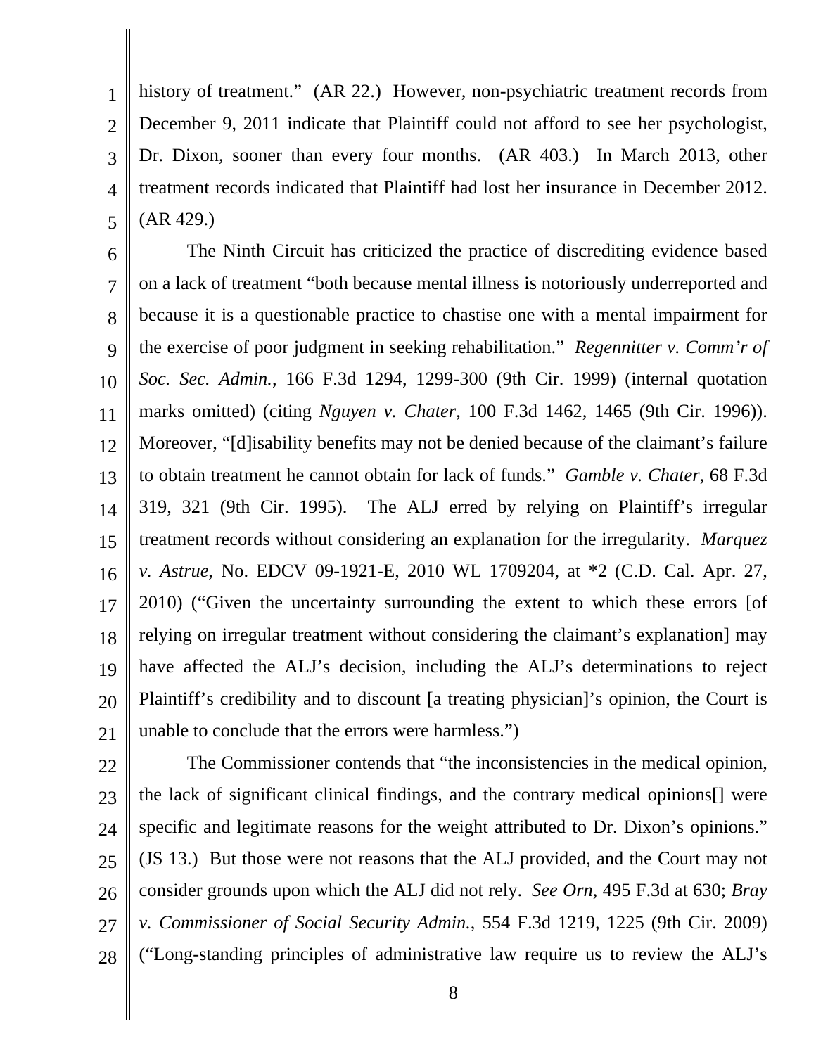history of treatment." (AR 22.) However, non-psychiatric treatment records from December 9, 2011 indicate that Plaintiff could not afford to see her psychologist, Dr. Dixon, sooner than every four months. (AR 403.) In March 2013, other treatment records indicated that Plaintiff had lost her insurance in December 2012. (AR 429.)

The Ninth Circuit has criticized the practice of discrediting evidence based on a lack of treatment "both because mental illness is notoriously underreported and because it is a questionable practice to chastise one with a mental impairment for the exercise of poor judgment in seeking rehabilitation." *Regennitter v. Comm'r of Soc. Sec. Admin.*, 166 F.3d 1294, 1299-300 (9th Cir. 1999) (internal quotation marks omitted) (citing *Nguyen v. Chater*, 100 F.3d 1462, 1465 (9th Cir. 1996)). Moreover, "[d]isability benefits may not be denied because of the claimant's failure to obtain treatment he cannot obtain for lack of funds." *Gamble v. Chater*, 68 F.3d 319, 321 (9th Cir. 1995). The ALJ erred by relying on Plaintiff's irregular treatment records without considering an explanation for the irregularity. *Marquez v. Astrue*, No. EDCV 09-1921-E, 2010 WL 1709204, at *2 (C.D. Cal. Apr. 27, 2010) ("Given the uncertainty surrounding the extent to which these errors [of relying on irregular treatment without considering the claimant's explanation] may have affected the ALJ's decision, including the ALJ's determinations to reject Plaintiff's credibility and to discount [a treating physician]'s opinion, the Court is unable to conclude that the errors were harmless.")

The Commissioner contends that "the inconsistencies in the medical opinion, the lack of significant clinical findings, and the contrary medical opinions[] were specific and legitimate reasons for the weight attributed to Dr. Dixon's opinions." (JS 13.) But those were not reasons that the ALJ provided, and the Court may not consider grounds upon which the ALJ did not rely. *See Orn*, 495 F.3d at 630; *Bray v. Commissioner of Social Security Admin.*, 554 F.3d 1219, 1225 (9th Cir. 2009) ("Long-standing principles of administrative law require us to review the ALJ's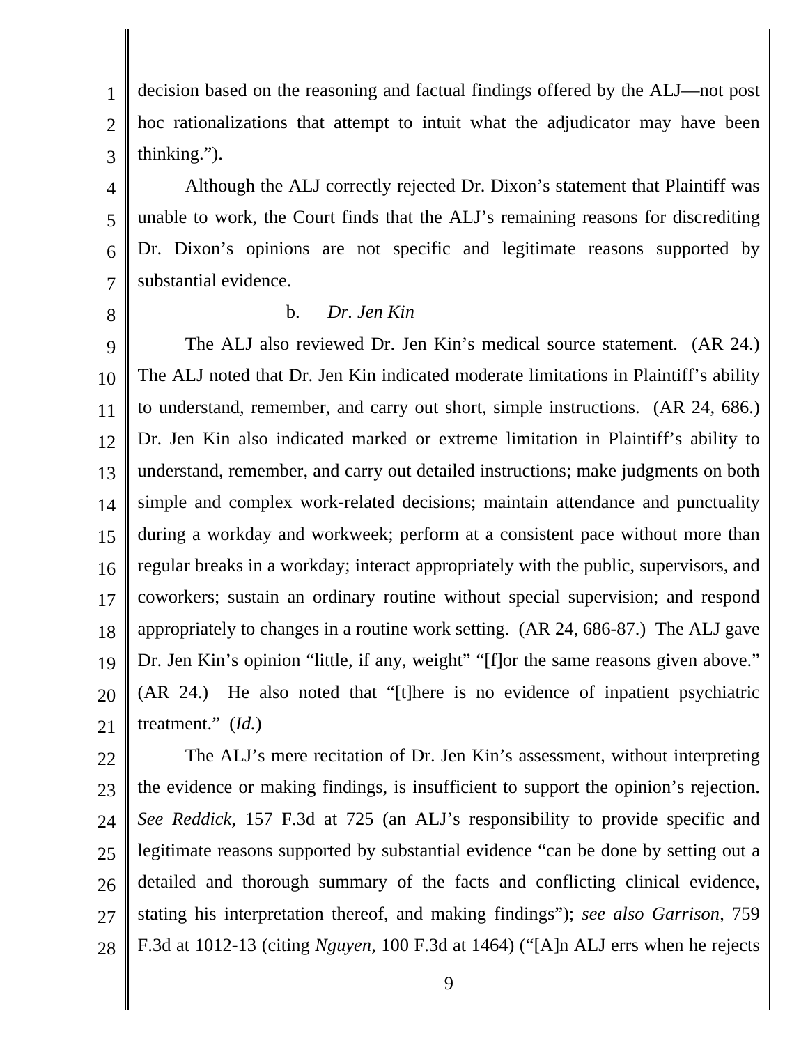decision based on the reasoning and factual findings offered by the ALJ—not post hoc rationalizations that attempt to intuit what the adjudicator may have been thinking.").

Although the ALJ correctly rejected Dr. Dixon's statement that Plaintiff was unable to work, the Court finds that the ALJ's remaining reasons for discrediting Dr. Dixon's opinions are not specific and legitimate reasons supported by substantial evidence.

b. *Dr. Jen Kin*

The ALJ also reviewed Dr. Jen Kin's medical source statement. (AR 24.) The ALJ noted that Dr. Jen Kin indicated moderate limitations in Plaintiff's ability to understand, remember, and carry out short, simple instructions. (AR 24, 686.) Dr. Jen Kin also indicated marked or extreme limitation in Plaintiff's ability to understand, remember, and carry out detailed instructions; make judgments on both simple and complex work-related decisions; maintain attendance and punctuality during a workday and workweek; perform at a consistent pace without more than regular breaks in a workday; interact appropriately with the public, supervisors, and coworkers; sustain an ordinary routine without special supervision; and respond appropriately to changes in a routine work setting. (AR 24, 686-87.) The ALJ gave Dr. Jen Kin's opinion "little, if any, weight" "[f]or the same reasons given above." (AR 24.) He also noted that "[t]here is no evidence of inpatient psychiatric treatment." (*Id.*)

The ALJ's mere recitation of Dr. Jen Kin's assessment, without interpreting the evidence or making findings, is insufficient to support the opinion's rejection. *See Reddick*, 157 F.3d at 725 (an ALJ's responsibility to provide specific and legitimate reasons supported by substantial evidence "can be done by setting out a detailed and thorough summary of the facts and conflicting clinical evidence, stating his interpretation thereof, and making findings"); *see also Garrison*, 759 F.3d at 1012-13 (citing *Nguyen*, 100 F.3d at 1464) ("[A]n ALJ errs when he rejects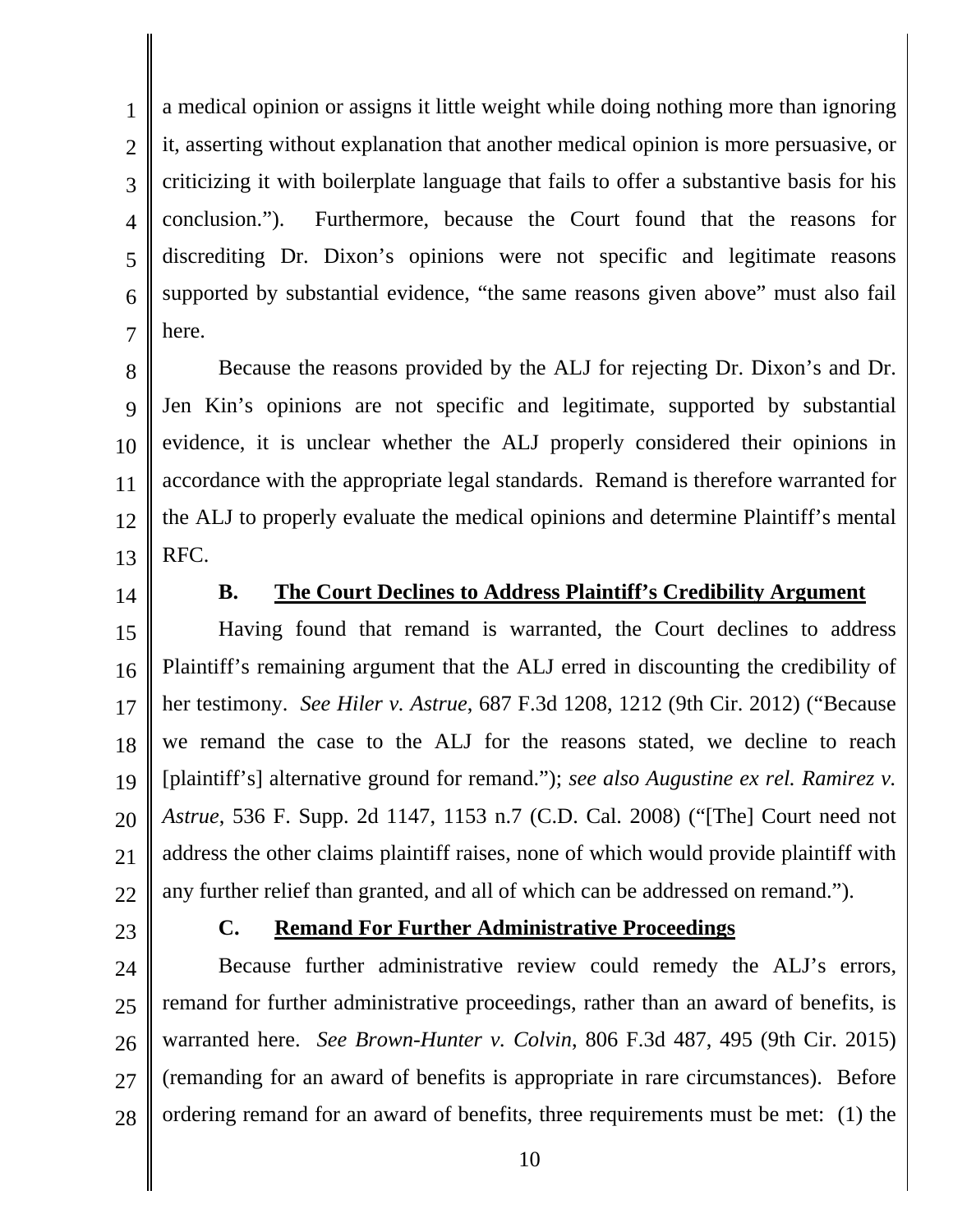a medical opinion or assigns it little weight while doing nothing more than ignoring it, asserting without explanation that another medical opinion is more persuasive, or criticizing it with boilerplate language that fails to offer a substantive basis for his conclusion."). Furthermore, because the Court found that the reasons for discrediting Dr. Dixon's opinions were not specific and legitimate reasons supported by substantial evidence, "the same reasons given above" must also fail here.

Because the reasons provided by the ALJ for rejecting Dr. Dixon's and Dr. Jen Kin's opinions are not specific and legitimate, supported by substantial evidence, it is unclear whether the ALJ properly considered their opinions in accordance with the appropriate legal standards. Remand is therefore warranted for the ALJ to properly evaluate the medical opinions and determine Plaintiff's mental RFC.

### B. The Court Declines to Address Plaintiff's Credibility Argument

Having found that remand is warranted, the Court declines to address Plaintiff's remaining argument that the ALJ erred in discounting the credibility of her testimony. *See Hiler v. Astrue*, 687 F.3d 1208, 1212 (9th Cir. 2012) ("Because we remand the case to the ALJ for the reasons stated, we decline to reach [plaintiff's] alternative ground for remand."); *see also Augustine ex rel. Ramirez v. Astrue*, 536 F. Supp. 2d 1147, 1153 n.7 (C.D. Cal. 2008) ("[The] Court need not address the other claims plaintiff raises, none of which would provide plaintiff with any further relief than granted, and all of which can be addressed on remand.").

### C. Remand For Further Administrative Proceedings

Because further administrative review could remedy the ALJ's errors, remand for further administrative proceedings, rather than an award of benefits, is warranted here. *See Brown-Hunter v. Colvin*, 806 F.3d 487, 495 (9th Cir. 2015) (remanding for an award of benefits is appropriate in rare circumstances). Before ordering remand for an award of benefits, three requirements must be met: (1) the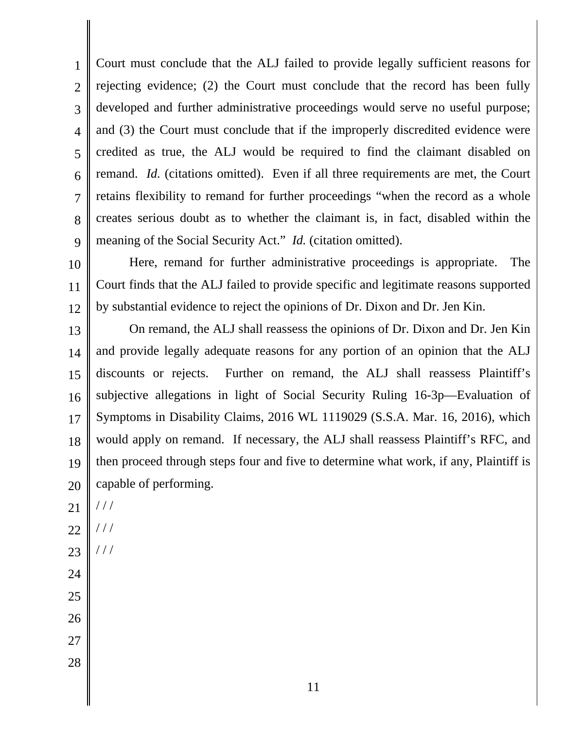Court must conclude that the ALJ failed to provide legally sufficient reasons for rejecting evidence; (2) the Court must conclude that the record has been fully developed and further administrative proceedings would serve no useful purpose; and (3) the Court must conclude that if the improperly discredited evidence were credited as true, the ALJ would be required to find the claimant disabled on remand. *Id.* (citations omitted). Even if all three requirements are met, the Court retains flexibility to remand for further proceedings "when the record as a whole creates serious doubt as to whether the claimant is, in fact, disabled within the meaning of the Social Security Act." *Id.* (citation omitted).

Here, remand for further administrative proceedings is appropriate. The Court finds that the ALJ failed to provide specific and legitimate reasons supported by substantial evidence to reject the opinions of Dr. Dixon and Dr. Jen Kin.

On remand, the ALJ shall reassess the opinions of Dr. Dixon and Dr. Jen Kin and provide legally adequate reasons for any portion of an opinion that the ALJ discounts or rejects. Further on remand, the ALJ shall reassess Plaintiff's subjective allegations in light of Social Security Ruling 16-3p—Evaluation of Symptoms in Disability Claims, 2016 WL 1119029 (S.S.A. Mar. 16, 2016), which would apply on remand. If necessary, the ALJ shall reassess Plaintiff's RFC, and then proceed through steps four and five to determine what work, if any, Plaintiff is capable of performing.

/ / /

/ / /

/ / /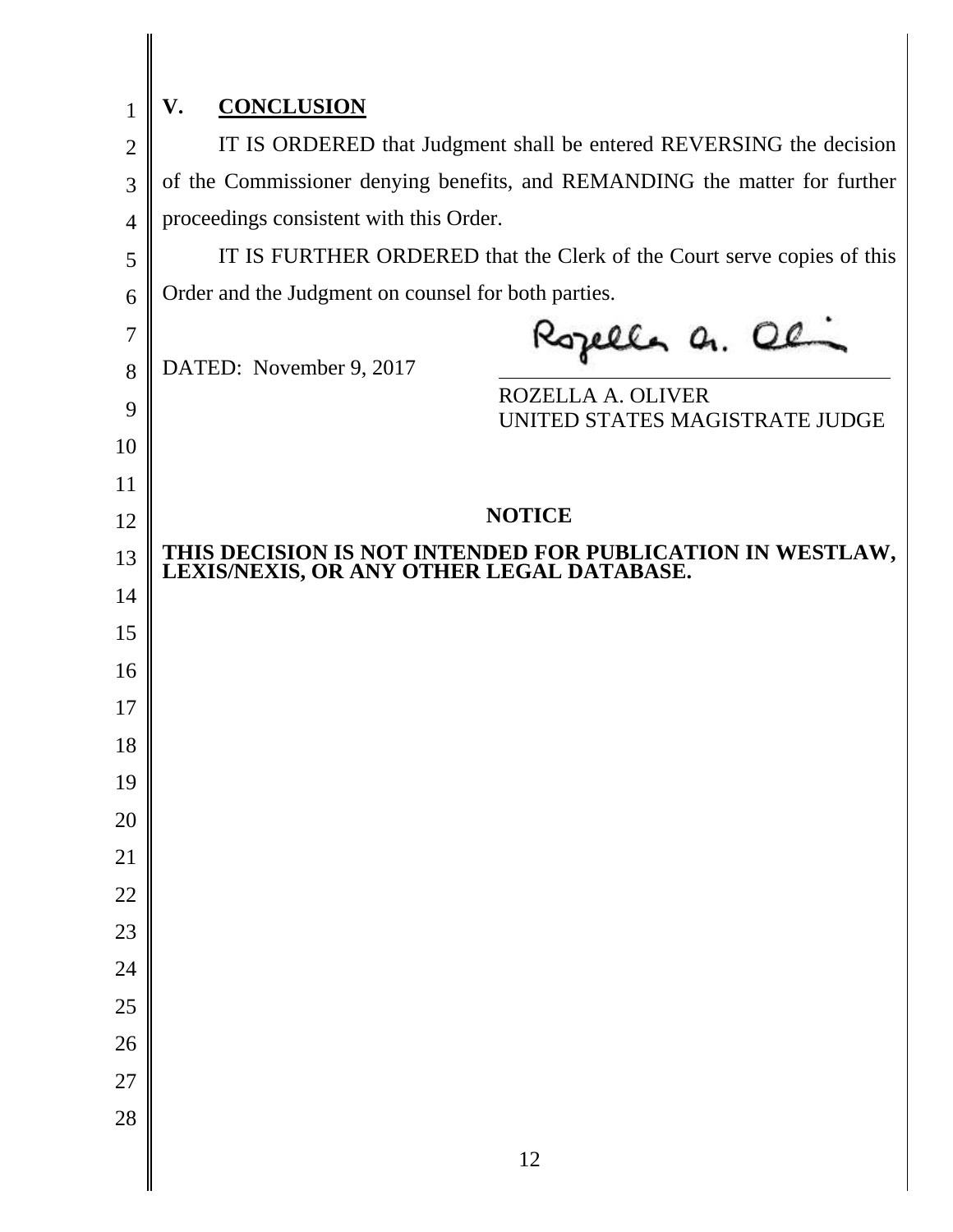## V. CONCLUSION

IT IS ORDERED that Judgment shall be entered REVERSING the decision of the Commissioner denying benefits, and REMANDING the matter for further proceedings consistent with this Order.

IT IS FURTHER ORDERED that the Clerk of the Court serve copies of this Order and the Judgment on counsel for both parties.

DATED: November 9, 2017

ROZELLA A. OLIVER
UNITED STATES MAGISTRATE JUDGE

**NOTICE**

**THIS DECISION IS NOT INTENDED FOR PUBLICATION IN WESTLAW, LEXIS/NEXIS, OR ANY OTHER LEGAL DATABASE.**